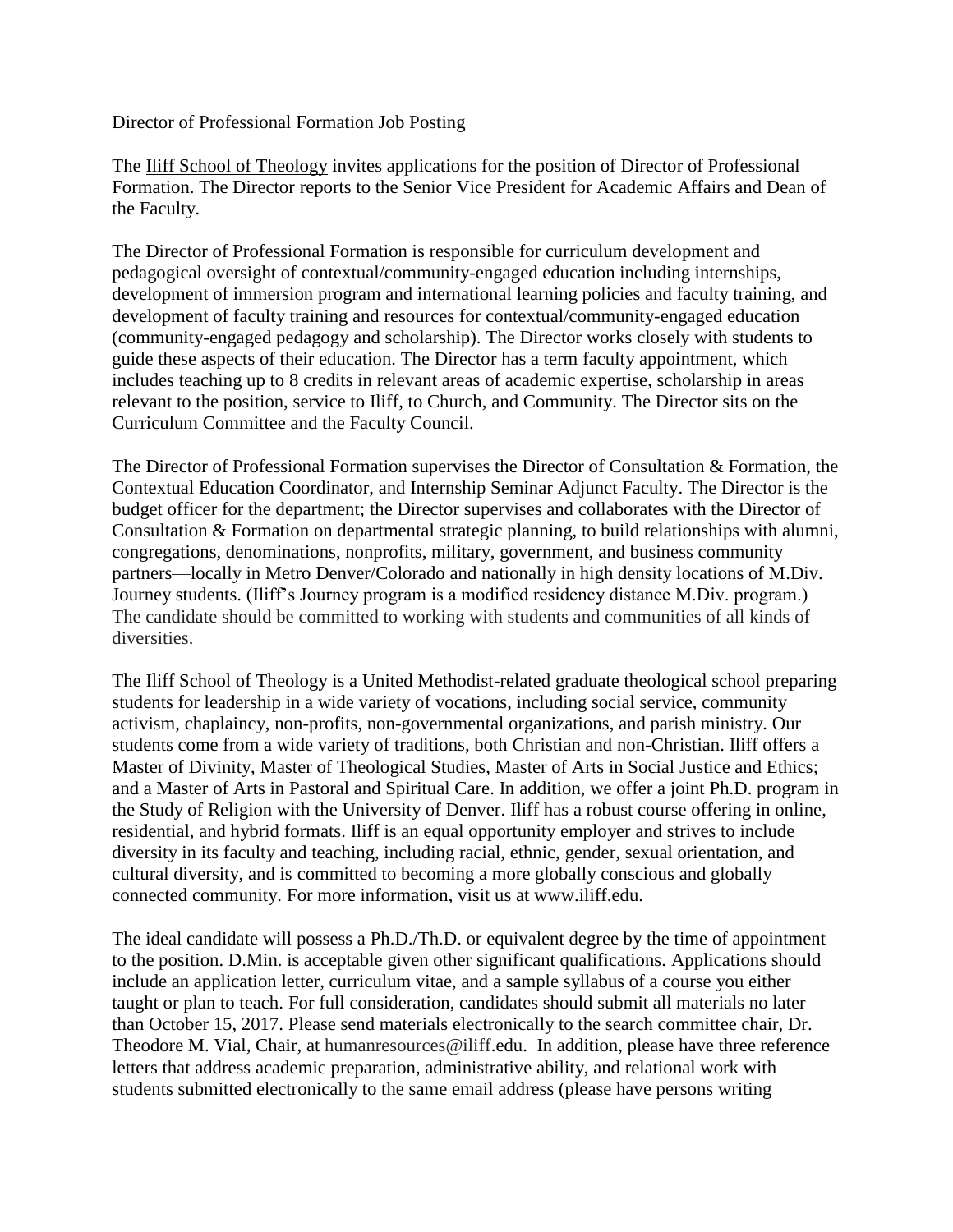# Director of Professional Formation Job Posting

The Iliff School of Theology invites applications for the position of Director of Professional Formation. The Director reports to the Senior Vice President for Academic Affairs and Dean of the Faculty.

The Director of Professional Formation is responsible for curriculum development and pedagogical oversight of contextual/community-engaged education including internships, development of immersion program and international learning policies and faculty training, and development of faculty training and resources for contextual/community-engaged education (community-engaged pedagogy and scholarship). The Director works closely with students to guide these aspects of their education. The Director has a term faculty appointment, which includes teaching up to 8 credits in relevant areas of academic expertise, scholarship in areas relevant to the position, service to Iliff, to Church, and Community. The Director sits on the Curriculum Committee and the Faculty Council.

The Director of Professional Formation supervises the Director of Consultation & Formation, the Contextual Education Coordinator, and Internship Seminar Adjunct Faculty. The Director is the budget officer for the department; the Director supervises and collaborates with the Director of Consultation & Formation on departmental strategic planning, to build relationships with alumni, congregations, denominations, nonprofits, military, government, and business community partners—locally in Metro Denver/Colorado and nationally in high density locations of M.Div. Journey students. (Iliff's Journey program is a modified residency distance M.Div. program.) The candidate should be committed to working with students and communities of all kinds of diversities.

The Iliff School of Theology is a United Methodist-related graduate theological school preparing students for leadership in a wide variety of vocations, including social service, community activism, chaplaincy, non-profits, non-governmental organizations, and parish ministry. Our students come from a wide variety of traditions, both Christian and non-Christian. Iliff offers a Master of Divinity, Master of Theological Studies, Master of Arts in Social Justice and Ethics; and a Master of Arts in Pastoral and Spiritual Care. In addition, we offer a joint Ph.D. program in the Study of Religion with the University of Denver. Iliff has a robust course offering in online, residential, and hybrid formats. Iliff is an equal opportunity employer and strives to include diversity in its faculty and teaching, including racial, ethnic, gender, sexual orientation, and cultural diversity, and is committed to becoming a more globally conscious and globally connected community. For more information, visit us at www.iliff.edu.

The ideal candidate will possess a Ph.D./Th.D. or equivalent degree by the time of appointment to the position. D.Min. is acceptable given other significant qualifications. Applications should include an application letter, curriculum vitae, and a sample syllabus of a course you either taught or plan to teach. For full consideration, candidates should submit all materials no later than October 15, 2017. Please send materials electronically to the search committee chair, Dr. Theodore M. Vial, Chair, at humanresources@iliff.edu. In addition, please have three reference letters that address academic preparation, administrative ability, and relational work with students submitted electronically to the same email address (please have persons writing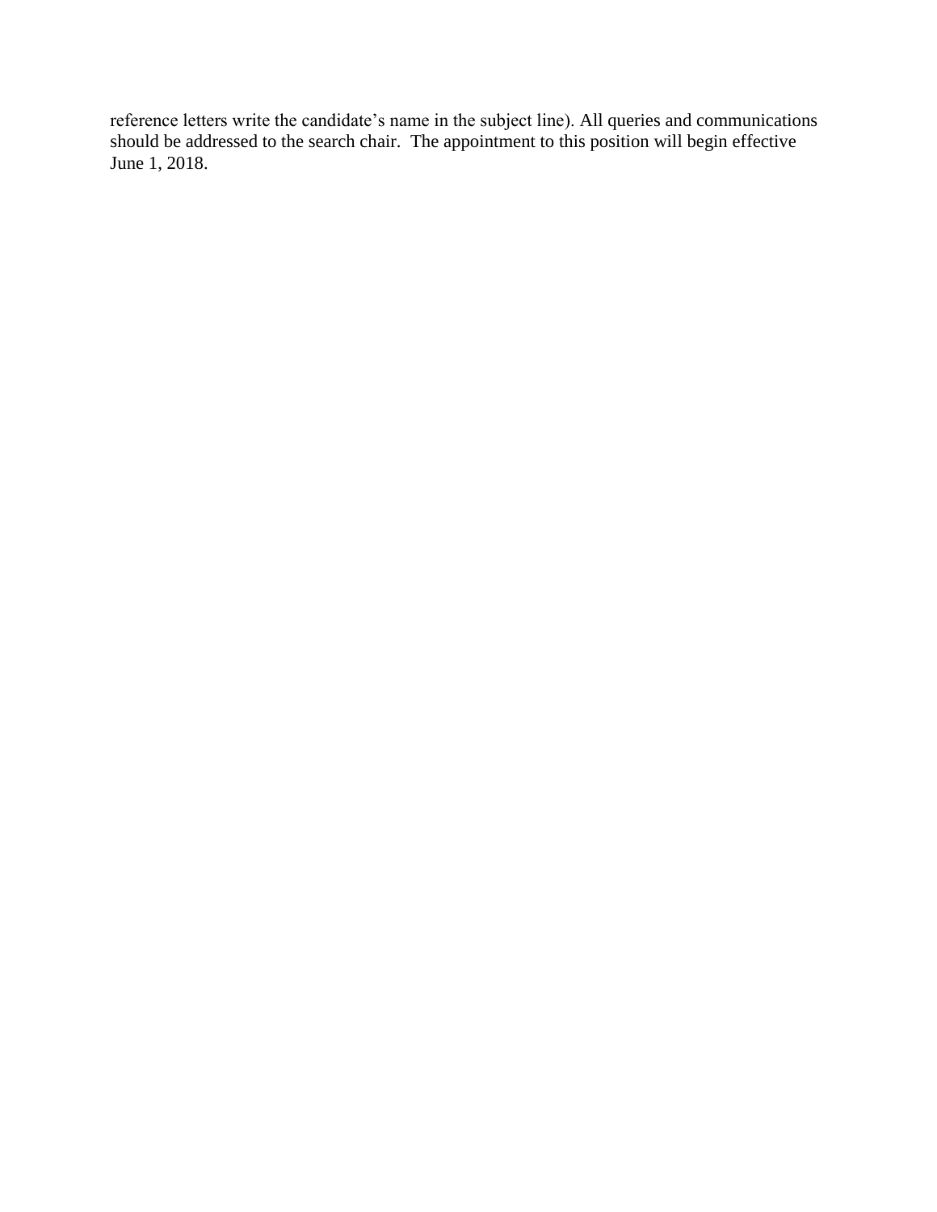reference letters write the candidate's name in the subject line). All queries and communications should be addressed to the search chair. The appointment to this position will begin effective June 1, 2018.